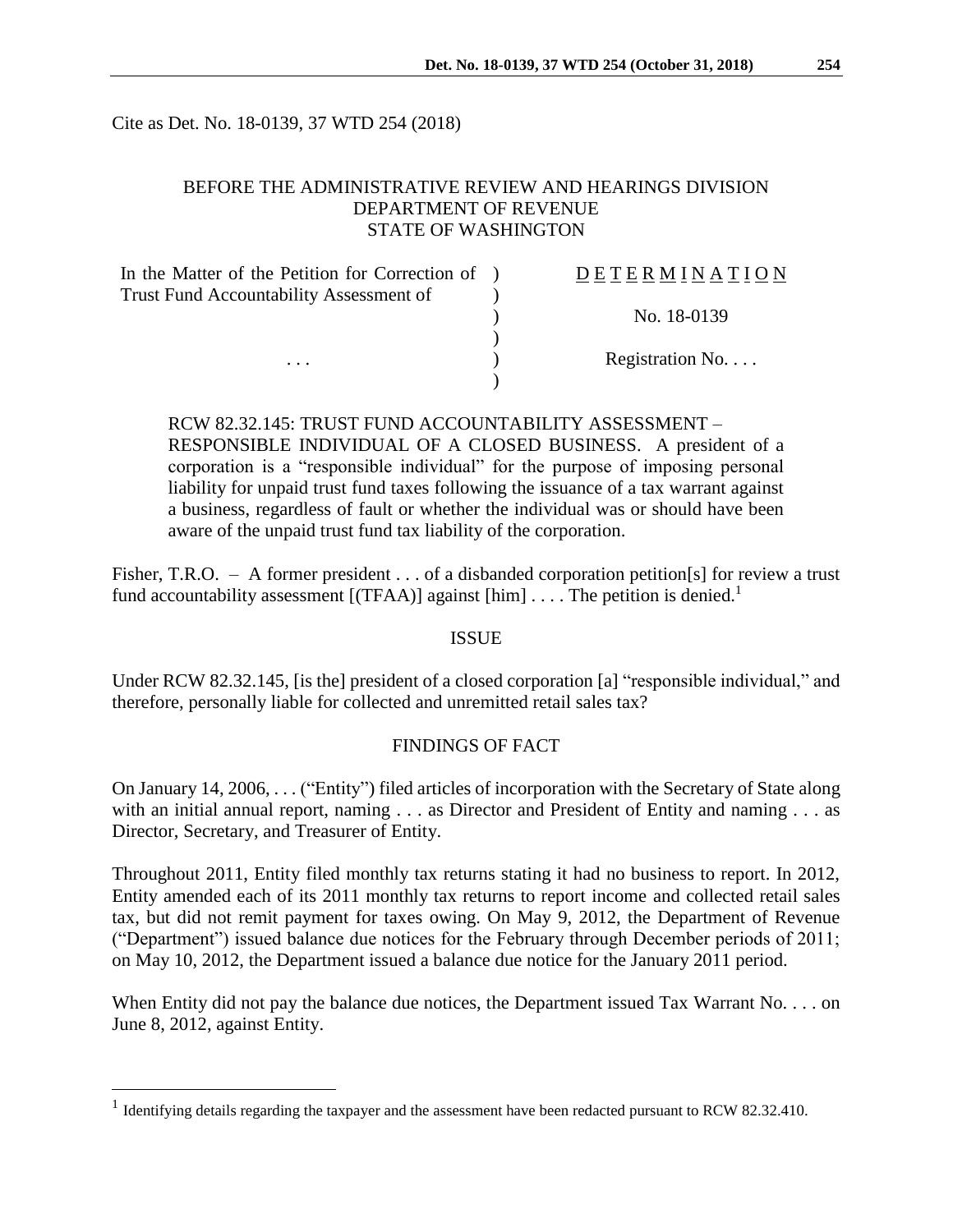Cite as Det. No. 18-0139, 37 WTD 254 (2018)

BEFORE THE ADMINISTRATIVE REVIEW AND HEARINGS DIVISION
DEPARTMENT OF REVENUE
STATE OF WASHINGTON

| | | |
|---|---|---|
| In the Matter of the Petition for Correction of Trust Fund Accountability Assessment of | ) | D E T E R M I N A T I O N |
| | ) | No. 18-0139 |
| . . . | ) | Registration No. . . . |

RCW 82.32.145: TRUST FUND ACCOUNTABILITY ASSESSMENT – RESPONSIBLE INDIVIDUAL OF A CLOSED BUSINESS. A president of a corporation is a "responsible individual" for the purpose of imposing personal liability for unpaid trust fund taxes following the issuance of a tax warrant against a business, regardless of fault or whether the individual was or should have been aware of the unpaid trust fund tax liability of the corporation.

Fisher, T.R.O. – A former president . . . of a disbanded corporation petition[s] for review a trust fund accountability assessment [(TFAA)] against [him] . . . . The petition is denied.[1]

## ISSUE

Under RCW 82.32.145, [is the] president of a closed corporation [a] "responsible individual," and therefore, personally liable for collected and unremitted retail sales tax?

## FINDINGS OF FACT

On January 14, 2006, . . . ("Entity") filed articles of incorporation with the Secretary of State along with an initial annual report, naming . . . as Director and President of Entity and naming . . . as Director, Secretary, and Treasurer of Entity.

Throughout 2011, Entity filed monthly tax returns stating it had no business to report. In 2012, Entity amended each of its 2011 monthly tax returns to report income and collected retail sales tax, but did not remit payment for taxes owing. On May 9, 2012, the Department of Revenue ("Department") issued balance due notices for the February through December periods of 2011; on May 10, 2012, the Department issued a balance due notice for the January 2011 period.

When Entity did not pay the balance due notices, the Department issued Tax Warrant No. . . . on June 8, 2012, against Entity.

[1] Identifying details regarding the taxpayer and the assessment have been redacted pursuant to RCW 82.32.410.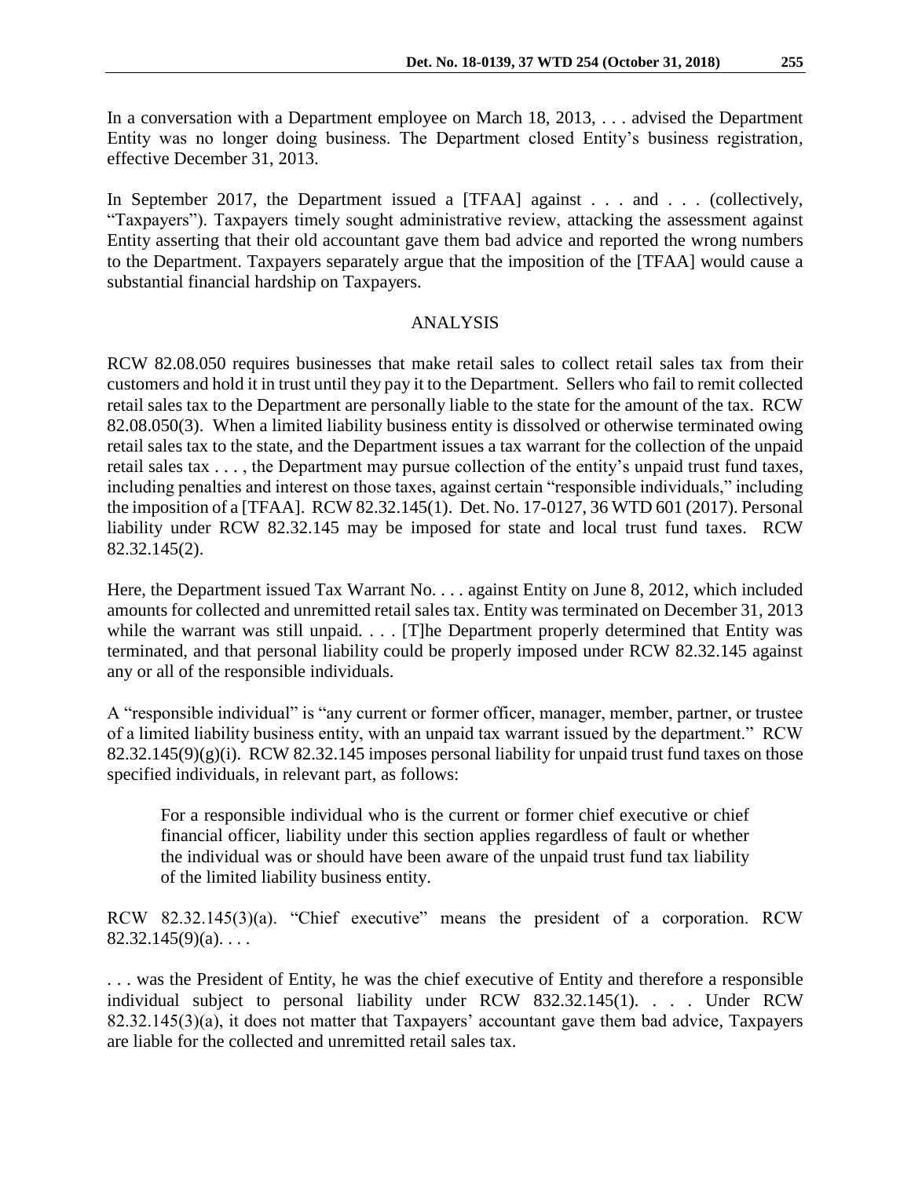In a conversation with a Department employee on March 18, 2013, . . . advised the Department Entity was no longer doing business. The Department closed Entity's business registration, effective December 31, 2013.

In September 2017, the Department issued a [TFAA] against . . . and . . . (collectively, "Taxpayers"). Taxpayers timely sought administrative review, attacking the assessment against Entity asserting that their old accountant gave them bad advice and reported the wrong numbers to the Department. Taxpayers separately argue that the imposition of the [TFAA] would cause a substantial financial hardship on Taxpayers.

## ANALYSIS

RCW 82.08.050 requires businesses that make retail sales to collect retail sales tax from their customers and hold it in trust until they pay it to the Department. Sellers who fail to remit collected retail sales tax to the Department are personally liable to the state for the amount of the tax. RCW 82.08.050(3). When a limited liability business entity is dissolved or otherwise terminated owing retail sales tax to the state, and the Department issues a tax warrant for the collection of the unpaid retail sales tax . . . , the Department may pursue collection of the entity's unpaid trust fund taxes, including penalties and interest on those taxes, against certain "responsible individuals," including the imposition of a [TFAA]. RCW 82.32.145(1). Det. No. 17-0127, 36 WTD 601 (2017). Personal liability under RCW 82.32.145 may be imposed for state and local trust fund taxes. RCW 82.32.145(2).

Here, the Department issued Tax Warrant No. . . . against Entity on June 8, 2012, which included amounts for collected and unremitted retail sales tax. Entity was terminated on December 31, 2013 while the warrant was still unpaid. . . . [T]he Department properly determined that Entity was terminated, and that personal liability could be properly imposed under RCW 82.32.145 against any or all of the responsible individuals.

A "responsible individual" is "any current or former officer, manager, member, partner, or trustee of a limited liability business entity, with an unpaid tax warrant issued by the department." RCW 82.32.145(9)(g)(i). RCW 82.32.145 imposes personal liability for unpaid trust fund taxes on those specified individuals, in relevant part, as follows:

> For a responsible individual who is the current or former chief executive or chief financial officer, liability under this section applies regardless of fault or whether the individual was or should have been aware of the unpaid trust fund tax liability of the limited liability business entity.

RCW 82.32.145(3)(a). "Chief executive" means the president of a corporation. RCW 82.32.145(9)(a). . . .

. . . was the President of Entity, he was the chief executive of Entity and therefore a responsible individual subject to personal liability under RCW 832.32.145(1). . . . Under RCW 82.32.145(3)(a), it does not matter that Taxpayers' accountant gave them bad advice, Taxpayers are liable for the collected and unremitted retail sales tax.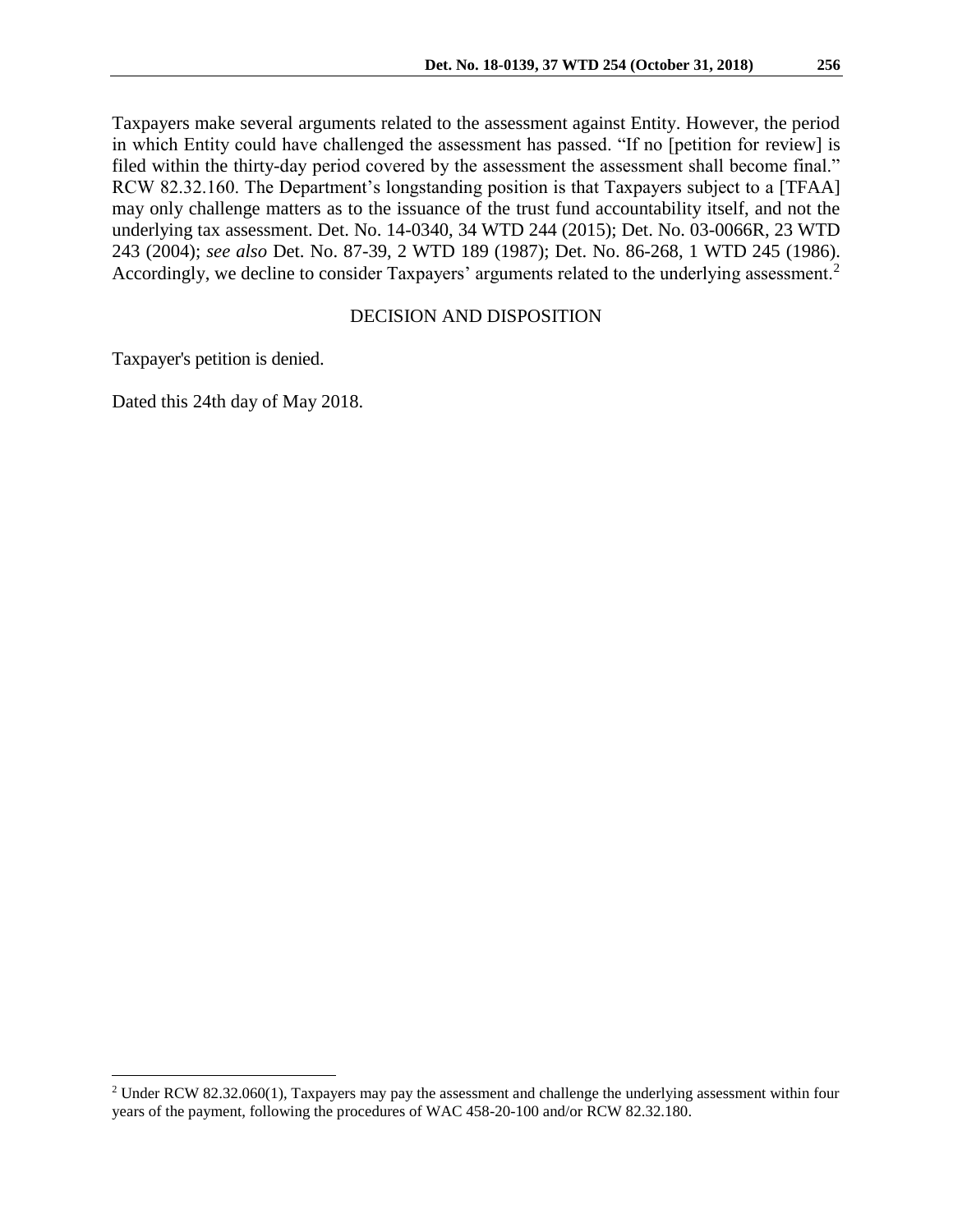Taxpayers make several arguments related to the assessment against Entity. However, the period in which Entity could have challenged the assessment has passed. "If no [petition for review] is filed within the thirty-day period covered by the assessment the assessment shall become final." RCW 82.32.160. The Department's longstanding position is that Taxpayers subject to a [TFAA] may only challenge matters as to the issuance of the trust fund accountability itself, and not the underlying tax assessment. Det. No. 14-0340, 34 WTD 244 (2015); Det. No. 03-0066R, 23 WTD 243 (2004); *see also* Det. No. 87-39, 2 WTD 189 (1987); Det. No. 86-268, 1 WTD 245 (1986). Accordingly, we decline to consider Taxpayers' arguments related to the underlying assessment.[2]

## DECISION AND DISPOSITION

Taxpayer's petition is denied.

Dated this 24th day of May 2018.

---

[2] Under RCW 82.32.060(1), Taxpayers may pay the assessment and challenge the underlying assessment within four years of the payment, following the procedures of WAC 458-20-100 and/or RCW 82.32.180.